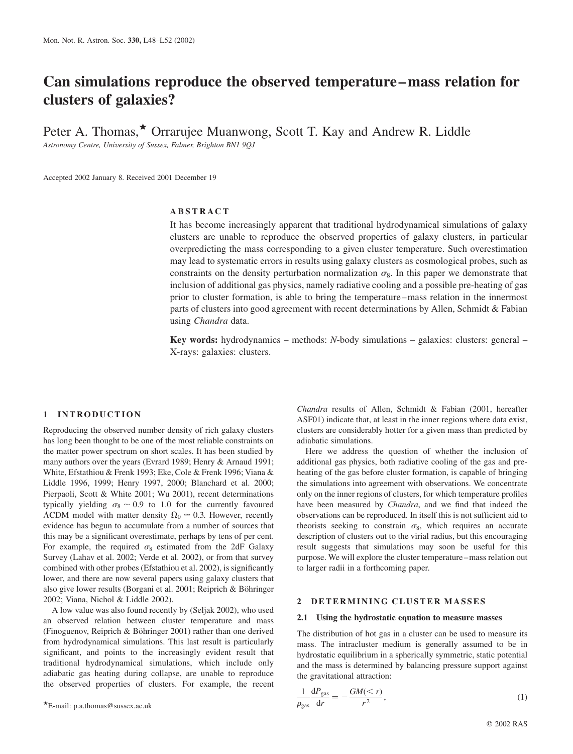# Can simulations reproduce the observed temperature–mass relation for clusters of galaxies?

Peter A. Thomas,★ Orrarujee Muanwong, Scott T. Kay and Andrew R. Liddle

*Astronomy Centre, University of Sussex, Falmer, Brighton BN1 9QJ*

Accepted 2002 January 8. Received 2001 December 19

## ABSTRACT

It has become increasingly apparent that traditional hydrodynamical simulations of galaxy clusters are unable to reproduce the observed properties of galaxy clusters, in particular overpredicting the mass corresponding to a given cluster temperature. Such overestimation may lead to systematic errors in results using galaxy clusters as cosmological probes, such as constraints on the density perturbation normalization $\sigma_8$. In this paper we demonstrate that inclusion of additional gas physics, namely radiative cooling and a possible pre-heating of gas prior to cluster formation, is able to bring the temperature–mass relation in the innermost parts of clusters into good agreement with recent determinations by Allen, Schmidt & Fabian using *Chandra* data.

**Key words:** hydrodynamics – methods: *N*-body simulations – galaxies: clusters: general – X-rays: galaxies: clusters.

## 1 INTRODUCTION

Reproducing the observed number density of rich galaxy clusters has long been thought to be one of the most reliable constraints on the matter power spectrum on short scales. It has been studied by many authors over the years (Evrard 1989; Henry & Arnaud 1991; White, Efstathiou & Frenk 1993; Eke, Cole & Frenk 1996; Viana & Liddle 1996, 1999; Henry 1997, 2000; Blanchard et al. 2000; Pierpaoli, Scott & White 2001; Wu 2001), recent determinations typically yielding $\sigma_8 \sim 0.9$ to 1.0 for the currently favoured $\Lambda$CDM model with matter density $\Omega_0 \simeq 0.3$. However, recently evidence has begun to accumulate from a number of sources that this may be a significant overestimate, perhaps by tens of per cent. For example, the required $\sigma_8$ estimated from the 2dF Galaxy Survey (Lahav et al. 2002; Verde et al. 2002), or from that survey combined with other probes (Efstathiou et al. 2002), is significantly lower, and there are now several papers using galaxy clusters that also give lower results (Borgani et al. 2001; Reiprich & Böhringer 2002; Viana, Nichol & Liddle 2002).

A low value was also found recently by (Seljak 2002), who used an observed relation between cluster temperature and mass (Finoguenov, Reiprich & Böhringer 2001) rather than one derived from hydrodynamical simulations. This last result is particularly significant, and points to the increasingly evident result that traditional hydrodynamical simulations, which include only adiabatic gas heating during collapse, are unable to reproduce the observed properties of clusters. For example, the recent *Chandra* results of Allen, Schmidt & Fabian (2001, hereafter ASF01) indicate that, at least in the inner regions where data exist, clusters are considerably hotter for a given mass than predicted by adiabatic simulations.

Here we address the question of whether the inclusion of additional gas physics, both radiative cooling of the gas and pre-heating of the gas before cluster formation, is capable of bringing the simulations into agreement with observations. We concentrate only on the inner regions of clusters, for which temperature profiles have been measured by *Chandra*, and we find that indeed the observations can be reproduced. In itself this is not sufficient aid to theorists seeking to constrain $\sigma_8$, which requires an accurate description of clusters out to the virial radius, but this encouraging result suggests that simulations may soon be useful for this purpose. We will explore the cluster temperature–mass relation out to larger radii in a forthcoming paper.

## 2 DETERMINING CLUSTER MASSES

### 2.1 Using the hydrostatic equation to measure masses

The distribution of hot gas in a cluster can be used to measure its mass. The intracluster medium is generally assumed to be in hydrostatic equilibrium in a spherically symmetric, static potential and the mass is determined by balancing pressure support against the gravitational attraction:

$$\frac{1}{\rho_{\rm gas}}\frac{{\rm d}P_{\rm gas}}{{\rm d}r} = -\frac{GM(<r)}{r^2}, \tag{1}$$

★E-mail: p.a.thomas@sussex.ac.uk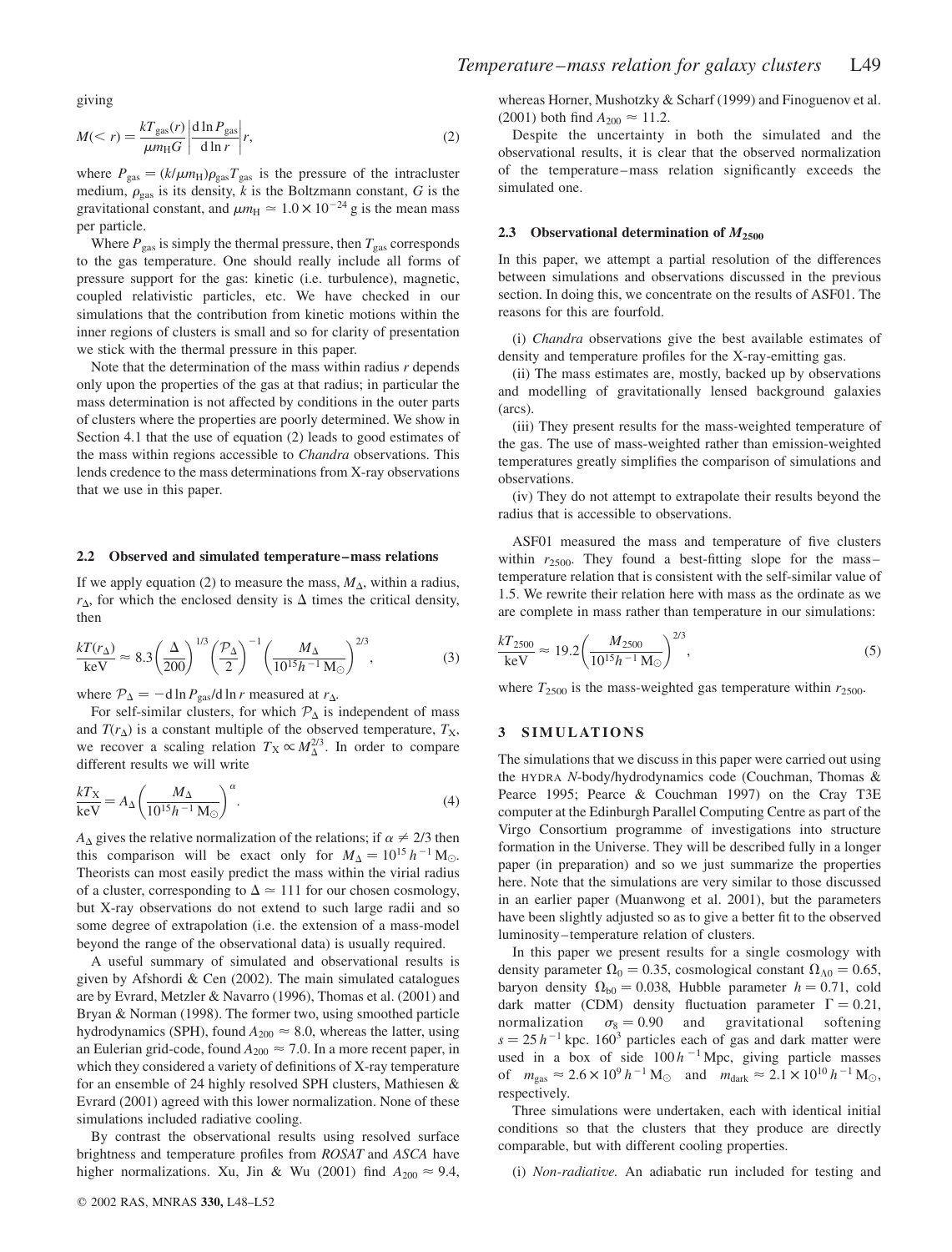giving

$$M(<r) = \frac{kT_{\rm gas}(r)}{\mu m_{\rm H} G}\left|\frac{{\rm d}\ln P_{\rm gas}}{{\rm d}\ln r}\right| r, \tag{2}$$

where $P_{\rm gas} = (k/\mu m_{\rm H})\rho_{\rm gas} T_{\rm gas}$ is the pressure of the intracluster medium, $\rho_{\rm gas}$ is its density, $k$ is the Boltzmann constant, $G$ is the gravitational constant, and $\mu m_{\rm H} \simeq 1.0 \times 10^{-24}$ g is the mean mass per particle.

Where $P_{\rm gas}$ is simply the thermal pressure, then $T_{\rm gas}$ corresponds to the gas temperature. One should really include all forms of pressure support for the gas: kinetic (i.e. turbulence), magnetic, coupled relativistic particles, etc. We have checked in our simulations that the contribution from kinetic motions within the inner regions of clusters is small and so for clarity of presentation we stick with the thermal pressure in this paper.

Note that the determination of the mass within radius $r$ depends only upon the properties of the gas at that radius; in particular the mass determination is not affected by conditions in the outer parts of clusters where the properties are poorly determined. We show in Section 4.1 that the use of equation (2) leads to good estimates of the mass within regions accessible to *Chandra* observations. This lends credence to the mass determinations from X-ray observations that we use in this paper.

### 2.2 Observed and simulated temperature–mass relations

If we apply equation (2) to measure the mass, $M_\Delta$, within a radius, $r_\Delta$, for which the enclosed density is $\Delta$ times the critical density, then

$$\frac{kT(r_\Delta)}{\rm keV} \approx 8.3\left(\frac{\Delta}{200}\right)^{1/3}\left(\frac{\mathcal{P}_\Delta}{2}\right)^{-1}\left(\frac{M_\Delta}{10^{15}h^{-1}\,{\rm M}_\odot}\right)^{2/3}, \tag{3}$$

where $\mathcal{P}_\Delta = -{\rm d}\ln P_{\rm gas}/{\rm d}\ln r$ measured at $r_\Delta$.

For self-similar clusters, for which $\mathcal{P}_\Delta$ is independent of mass and $T(r_\Delta)$ is a constant multiple of the observed temperature, $T_{\rm X}$, we recover a scaling relation $T_{\rm X} \propto M_\Delta^{2/3}$. In order to compare different results we will write

$$\frac{kT_{\rm X}}{\rm keV} = A_\Delta\left(\frac{M_\Delta}{10^{15}h^{-1}\,{\rm M}_\odot}\right)^{\alpha}. \tag{4}$$

$A_\Delta$ gives the relative normalization of the relations; if $\alpha \neq 2/3$ then this comparison will be exact only for $M_\Delta = 10^{15}\,h^{-1}\,{\rm M}_\odot$. Theorists can most easily predict the mass within the virial radius of a cluster, corresponding to $\Delta \simeq 111$ for our chosen cosmology, but X-ray observations do not extend to such large radii and so some degree of extrapolation (i.e. the extension of a mass-model beyond the range of the observational data) is usually required.

A useful summary of simulated and observational results is given by Afshordi & Cen (2002). The main simulated catalogues are by Evrard, Metzler & Navarro (1996), Thomas et al. (2001) and Bryan & Norman (1998). The former two, using smoothed particle hydrodynamics (SPH), found $A_{200} \approx 8.0$, whereas the latter, using an Eulerian grid-code, found $A_{200} \approx 7.0$. In a more recent paper, in which they considered a variety of definitions of X-ray temperature for an ensemble of 24 highly resolved SPH clusters, Mathiesen & Evrard (2001) agreed with this lower normalization. None of these simulations included radiative cooling.

By contrast the observational results using resolved surface brightness and temperature profiles from *ROSAT* and *ASCA* have higher normalizations. Xu, Jin & Wu (2001) find $A_{200} \approx 9.4$, whereas Horner, Mushotzky & Scharf (1999) and Finoguenov et al. (2001) both find $A_{200} \approx 11.2$.

Despite the uncertainty in both the simulated and the observational results, it is clear that the observed normalization of the temperature–mass relation significantly exceeds the simulated one.

### 2.3 Observational determination of $M_{2500}$

In this paper, we attempt a partial resolution of the differences between simulations and observations discussed in the previous section. In doing this, we concentrate on the results of ASF01. The reasons for this are fourfold.

(i) *Chandra* observations give the best available estimates of density and temperature profiles for the X-ray-emitting gas.

(ii) The mass estimates are, mostly, backed up by observations and modelling of gravitationally lensed background galaxies (arcs).

(iii) They present results for the mass-weighted temperature of the gas. The use of mass-weighted rather than emission-weighted temperatures greatly simplifies the comparison of simulations and observations.

(iv) They do not attempt to extrapolate their results beyond the radius that is accessible to observations.

ASF01 measured the mass and temperature of five clusters within $r_{2500}$. They found a best-fitting slope for the mass–temperature relation that is consistent with the self-similar value of 1.5. We rewrite their relation here with mass as the ordinate as we are complete in mass rather than temperature in our simulations:

$$\frac{kT_{2500}}{\rm keV} \approx 19.2\left(\frac{M_{2500}}{10^{15}h^{-1}\,{\rm M}_\odot}\right)^{2/3}, \tag{5}$$

where $T_{2500}$ is the mass-weighted gas temperature within $r_{2500}$.

## 3 SIMULATIONS

The simulations that we discuss in this paper were carried out using the HYDRA $N$-body/hydrodynamics code (Couchman, Thomas & Pearce 1995; Pearce & Couchman 1997) on the Cray T3E computer at the Edinburgh Parallel Computing Centre as part of the Virgo Consortium programme of investigations into structure formation in the Universe. They will be described fully in a longer paper (in preparation) and so we just summarize the properties here. Note that the simulations are very similar to those discussed in an earlier paper (Muanwong et al. 2001), but the parameters have been slightly adjusted so as to give a better fit to the observed luminosity–temperature relation of clusters.

In this paper we present results for a single cosmology with density parameter $\Omega_0 = 0.35$, cosmological constant $\Omega_{\Lambda 0} = 0.65$, baryon density $\Omega_{\rm b0} = 0.038$, Hubble parameter $h = 0.71$, cold dark matter (CDM) density fluctuation parameter $\Gamma = 0.21$, normalization $\sigma_8 = 0.90$ and gravitational softening $s = 25\,h^{-1}$ kpc. $160^3$ particles each of gas and dark matter were used in a box of side $100\,h^{-1}$ Mpc, giving particle masses of $m_{\rm gas} \approx 2.6 \times 10^9\,h^{-1}\,{\rm M}_\odot$ and $m_{\rm dark} \approx 2.1 \times 10^{10}\,h^{-1}\,{\rm M}_\odot$, respectively.

Three simulations were undertaken, each with identical initial conditions so that the clusters that they produce are directly comparable, but with different cooling properties.

(i) *Non-radiative.* An adiabatic run included for testing and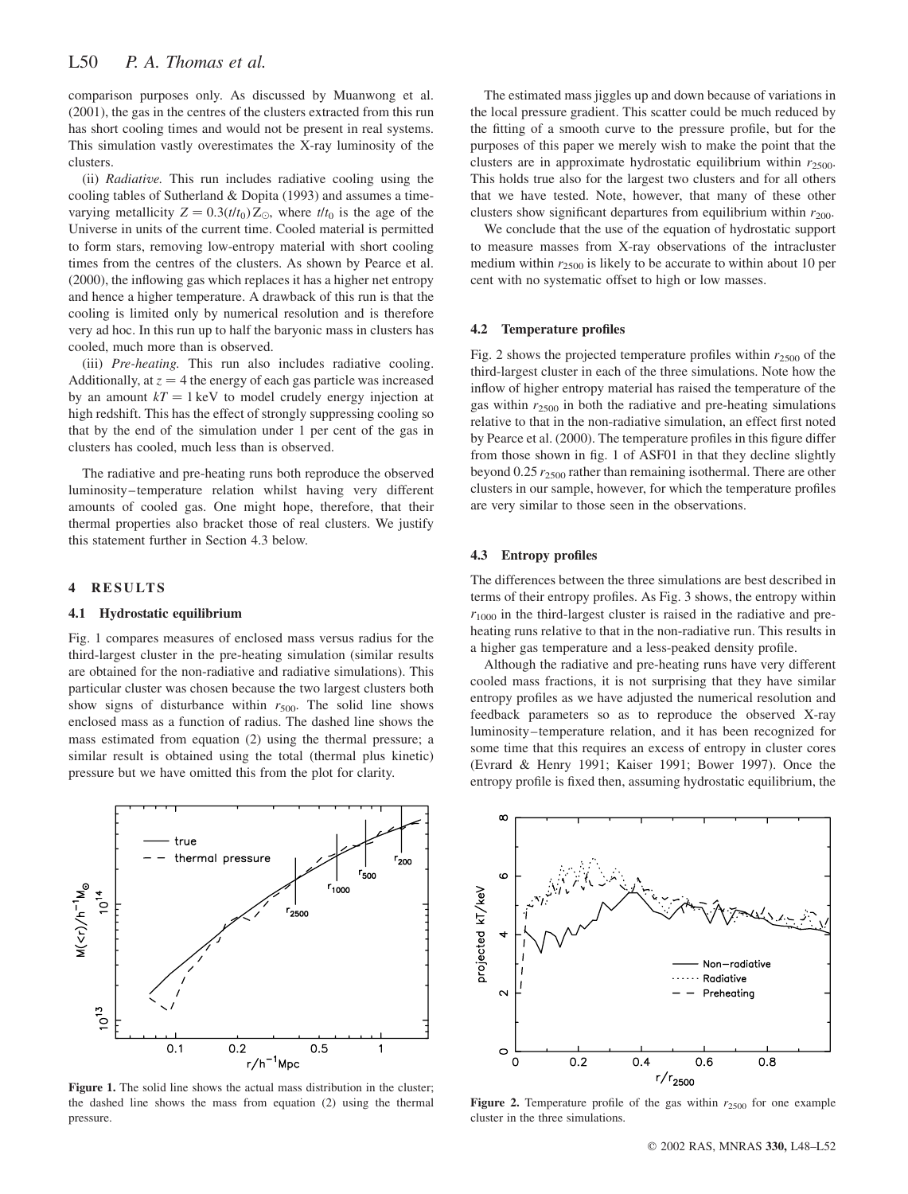comparison purposes only. As discussed by Muanwong et al. (2001), the gas in the centres of the clusters extracted from this run has short cooling times and would not be present in real systems. This simulation vastly overestimates the X-ray luminosity of the clusters.

(ii) *Radiative.* This run includes radiative cooling using the cooling tables of Sutherland & Dopita (1993) and assumes a time-varying metallicity $Z = 0.3(t/t_0)\,Z_\odot$, where $t/t_0$ is the age of the Universe in units of the current time. Cooled material is permitted to form stars, removing low-entropy material with short cooling times from the centres of the clusters. As shown by Pearce et al. (2000), the inflowing gas which replaces it has a higher net entropy and hence a higher temperature. A drawback of this run is that the cooling is limited only by numerical resolution and is therefore very ad hoc. In this run up to half the baryonic mass in clusters has cooled, much more than is observed.

(iii) *Pre-heating.* This run also includes radiative cooling. Additionally, at $z = 4$ the energy of each gas particle was increased by an amount $kT = 1$ keV to model crudely energy injection at high redshift. This has the effect of strongly suppressing cooling so that by the end of the simulation under 1 per cent of the gas in clusters has cooled, much less than is observed.

The radiative and pre-heating runs both reproduce the observed luminosity–temperature relation whilst having very different amounts of cooled gas. One might hope, therefore, that their thermal properties also bracket those of real clusters. We justify this statement further in Section 4.3 below.

## 4 RESULTS

### 4.1 Hydrostatic equilibrium

Fig. 1 compares measures of enclosed mass versus radius for the third-largest cluster in the pre-heating simulation (similar results are obtained for the non-radiative and radiative simulations). This particular cluster was chosen because the two largest clusters both show signs of disturbance within $r_{500}$. The solid line shows enclosed mass as a function of radius. The dashed line shows the mass estimated from equation (2) using the thermal pressure; a similar result is obtained using the total (thermal plus kinetic) pressure but we have omitted this from the plot for clarity.

**Figure 1.** The solid line shows the actual mass distribution in the cluster; the dashed line shows the mass from equation (2) using the thermal pressure.

The estimated mass jiggles up and down because of variations in the local pressure gradient. This scatter could be much reduced by the fitting of a smooth curve to the pressure profile, but for the purposes of this paper we merely wish to make the point that the clusters are in approximate hydrostatic equilibrium within $r_{2500}$. This holds true also for the largest two clusters and for all others that we have tested. Note, however, that many of these other clusters show significant departures from equilibrium within $r_{200}$.

We conclude that the use of the equation of hydrostatic support to measure masses from X-ray observations of the intracluster medium within $r_{2500}$ is likely to be accurate to within about 10 per cent with no systematic offset to high or low masses.

### 4.2 Temperature profiles

Fig. 2 shows the projected temperature profiles within $r_{2500}$ of the third-largest cluster in each of the three simulations. Note how the inflow of higher entropy material has raised the temperature of the gas within $r_{2500}$ in both the radiative and pre-heating simulations relative to that in the non-radiative simulation, an effect first noted by Pearce et al. (2000). The temperature profiles in this figure differ from those shown in fig. 1 of ASF01 in that they decline slightly beyond $0.25\,r_{2500}$ rather than remaining isothermal. There are other clusters in our sample, however, for which the temperature profiles are very similar to those seen in the observations.

### 4.3 Entropy profiles

The differences between the three simulations are best described in terms of their entropy profiles. As Fig. 3 shows, the entropy within $r_{1000}$ in the third-largest cluster is raised in the radiative and pre-heating runs relative to that in the non-radiative run. This results in a higher gas temperature and a less-peaked density profile.

Although the radiative and pre-heating runs have very different cooled mass fractions, it is not surprising that they have similar entropy profiles as we have adjusted the numerical resolution and feedback parameters so as to reproduce the observed X-ray luminosity–temperature relation, and it has been recognized for some time that this requires an excess of entropy in cluster cores (Evrard & Henry 1991; Kaiser 1991; Bower 1997). Once the entropy profile is fixed then, assuming hydrostatic equilibrium, the

**Figure 2.** Temperature profile of the gas within $r_{2500}$ for one example cluster in the three simulations.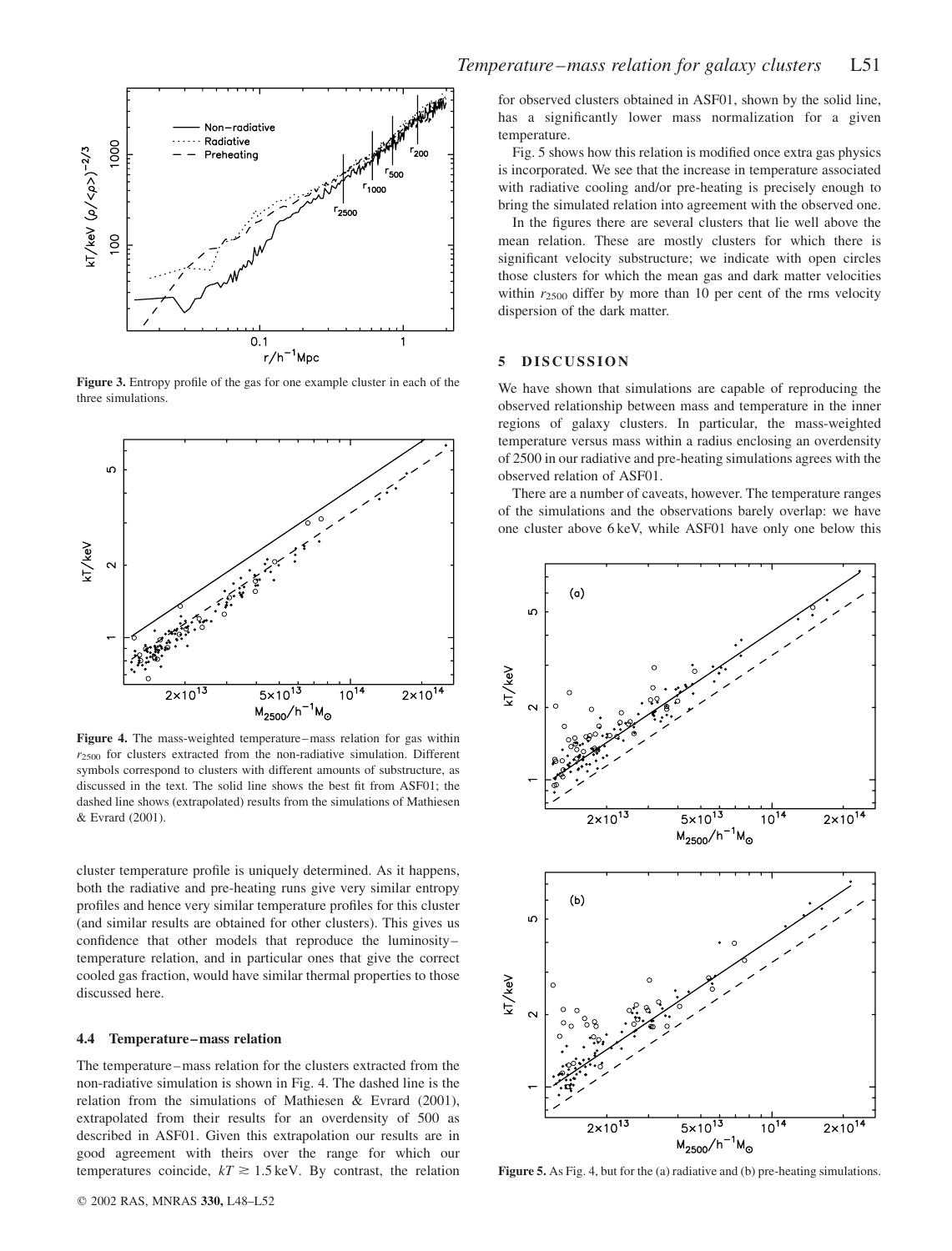**Figure 3.** Entropy profile of the gas for one example cluster in each of the three simulations.

**Figure 4.** The mass-weighted temperature–mass relation for gas within $r_{2500}$ for clusters extracted from the non-radiative simulation. Different symbols correspond to clusters with different amounts of substructure, as discussed in the text. The solid line shows the best fit from ASF01; the dashed line shows (extrapolated) results from the simulations of Mathiesen & Evrard (2001).

cluster temperature profile is uniquely determined. As it happens, both the radiative and pre-heating runs give very similar entropy profiles and hence very similar temperature profiles for this cluster (and similar results are obtained for other clusters). This gives us confidence that other models that reproduce the luminosity–temperature relation, and in particular ones that give the correct cooled gas fraction, would have similar thermal properties to those discussed here.

### 4.4 Temperature–mass relation

The temperature–mass relation for the clusters extracted from the non-radiative simulation is shown in Fig. 4. The dashed line is the relation from the simulations of Mathiesen & Evrard (2001), extrapolated from their results for an overdensity of 500 as described in ASF01. Given this extrapolation our results are in good agreement with theirs over the range for which our temperatures coincide, $kT \gtrsim 1.5\,\mathrm{keV}$. By contrast, the relation for observed clusters obtained in ASF01, shown by the solid line, has a significantly lower mass normalization for a given temperature.

Fig. 5 shows how this relation is modified once extra gas physics is incorporated. We see that the increase in temperature associated with radiative cooling and/or pre-heating is precisely enough to bring the simulated relation into agreement with the observed one.

In the figures there are several clusters that lie well above the mean relation. These are mostly clusters for which there is significant velocity substructure; we indicate with open circles those clusters for which the mean gas and dark matter velocities within $r_{2500}$ differ by more than 10 per cent of the rms velocity dispersion of the dark matter.

## 5 DISCUSSION

We have shown that simulations are capable of reproducing the observed relationship between mass and temperature in the inner regions of galaxy clusters. In particular, the mass-weighted temperature versus mass within a radius enclosing an overdensity of 2500 in our radiative and pre-heating simulations agrees with the observed relation of ASF01.

There are a number of caveats, however. The temperature ranges of the simulations and the observations barely overlap: we have one cluster above 6 keV, while ASF01 have only one below this

**Figure 5.** As Fig. 4, but for the (a) radiative and (b) pre-heating simulations.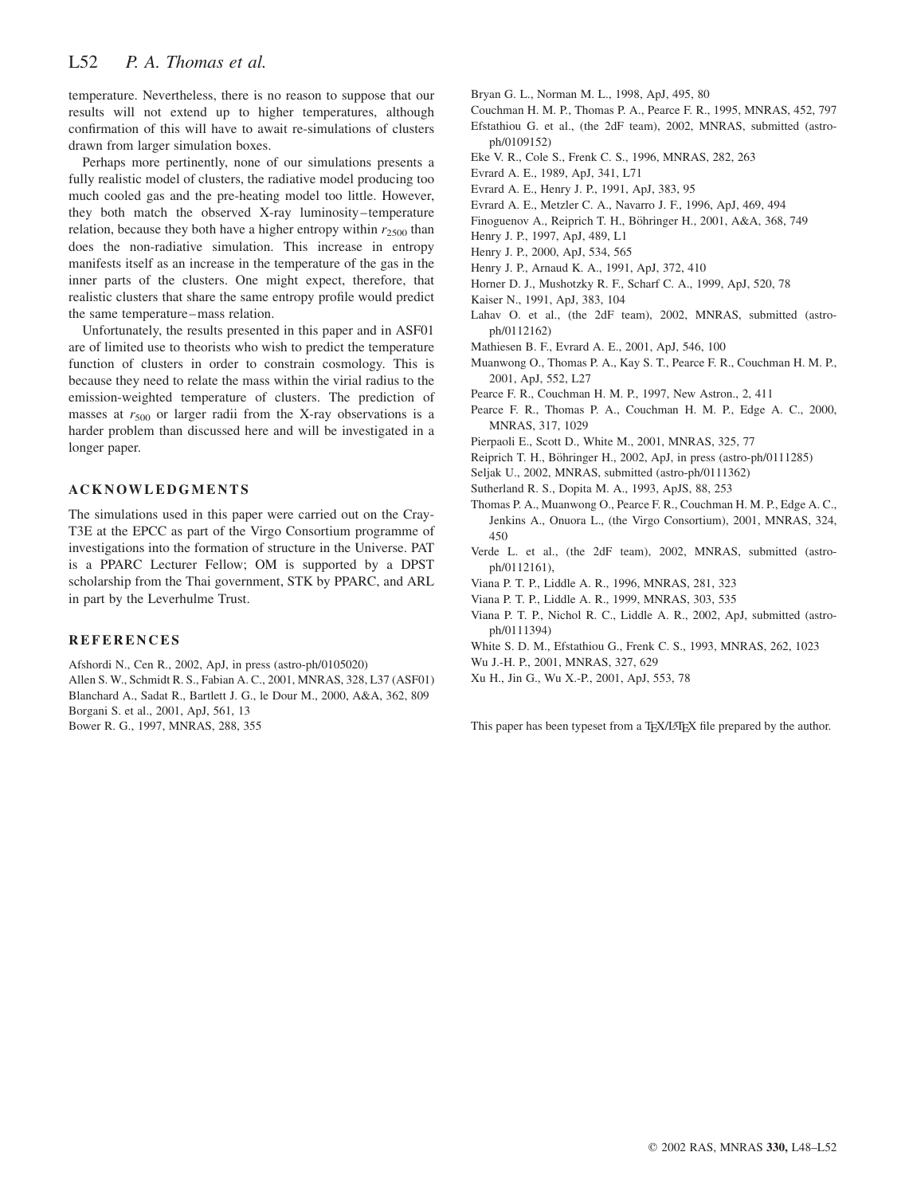temperature. Nevertheless, there is no reason to suppose that our results will not extend up to higher temperatures, although confirmation of this will have to await re-simulations of clusters drawn from larger simulation boxes.

Perhaps more pertinently, none of our simulations presents a fully realistic model of clusters, the radiative model producing too much cooled gas and the pre-heating model too little. However, they both match the observed X-ray luminosity–temperature relation, because they both have a higher entropy within $r_{2500}$ than does the non-radiative simulation. This increase in entropy manifests itself as an increase in the temperature of the gas in the inner parts of the clusters. One might expect, therefore, that realistic clusters that share the same entropy profile would predict the same temperature–mass relation.

Unfortunately, the results presented in this paper and in ASF01 are of limited use to theorists who wish to predict the temperature function of clusters in order to constrain cosmology. This is because they need to relate the mass within the virial radius to the emission-weighted temperature of clusters. The prediction of masses at $r_{500}$ or larger radii from the X-ray observations is a harder problem than discussed here and will be investigated in a longer paper.

## ACKNOWLEDGMENTS

The simulations used in this paper were carried out on the Cray-T3E at the EPCC as part of the Virgo Consortium programme of investigations into the formation of structure in the Universe. PAT is a PPARC Lecturer Fellow; OM is supported by a DPST scholarship from the Thai government, STK by PPARC, and ARL in part by the Leverhulme Trust.

## REFERENCES

Afshordi N., Cen R., 2002, ApJ, in press (astro-ph/0105020)
Allen S. W., Schmidt R. S., Fabian A. C., 2001, MNRAS, 328, L37 (ASF01)
Blanchard A., Sadat R., Bartlett J. G., le Dour M., 2000, A&A, 362, 809
Borgani S. et al., 2001, ApJ, 561, 13
Bower R. G., 1997, MNRAS, 288, 355
Bryan G. L., Norman M. L., 1998, ApJ, 495, 80
Couchman H. M. P., Thomas P. A., Pearce F. R., 1995, MNRAS, 452, 797
Efstathiou G. et al., (the 2dF team), 2002, MNRAS, submitted (astro-ph/0109152)
Eke V. R., Cole S., Frenk C. S., 1996, MNRAS, 282, 263
Evrard A. E., 1989, ApJ, 341, L71
Evrard A. E., Henry J. P., 1991, ApJ, 383, 95
Evrard A. E., Metzler C. A., Navarro J. F., 1996, ApJ, 469, 494
Finoguenov A., Reiprich T. H., Böhringer H., 2001, A&A, 368, 749
Henry J. P., 1997, ApJ, 489, L1
Henry J. P., 2000, ApJ, 534, 565
Henry J. P., Arnaud K. A., 1991, ApJ, 372, 410
Horner D. J., Mushotzky R. F., Scharf C. A., 1999, ApJ, 520, 78
Kaiser N., 1991, ApJ, 383, 104
Lahav O. et al., (the 2dF team), 2002, MNRAS, submitted (astro-ph/0112162)
Mathiesen B. F., Evrard A. E., 2001, ApJ, 546, 100
Muanwong O., Thomas P. A., Kay S. T., Pearce F. R., Couchman H. M. P., 2001, ApJ, 552, L27
Pearce F. R., Couchman H. M. P., 1997, New Astron., 2, 411
Pearce F. R., Thomas P. A., Couchman H. M. P., Edge A. C., 2000, MNRAS, 317, 1029
Pierpaoli E., Scott D., White M., 2001, MNRAS, 325, 77
Reiprich T. H., Böhringer H., 2002, ApJ, in press (astro-ph/0111285)
Seljak U., 2002, MNRAS, submitted (astro-ph/0111362)
Sutherland R. S., Dopita M. A., 1993, ApJS, 88, 253
Thomas P. A., Muanwong O., Pearce F. R., Couchman H. M. P., Edge A. C., Jenkins A., Onuora L., (the Virgo Consortium), 2001, MNRAS, 324, 450
Verde L. et al., (the 2dF team), 2002, MNRAS, submitted (astro-ph/0112161),
Viana P. T. P., Liddle A. R., 1996, MNRAS, 281, 323
Viana P. T. P., Liddle A. R., 1999, MNRAS, 303, 535
Viana P. T. P., Nichol R. C., Liddle A. R., 2002, ApJ, submitted (astro-ph/0111394)
White S. D. M., Efstathiou G., Frenk C. S., 1993, MNRAS, 262, 1023
Wu J.-H. P., 2001, MNRAS, 327, 629
Xu H., Jin G., Wu X.-P., 2001, ApJ, 553, 78

This paper has been typeset from a TEX/LATEX file prepared by the author.